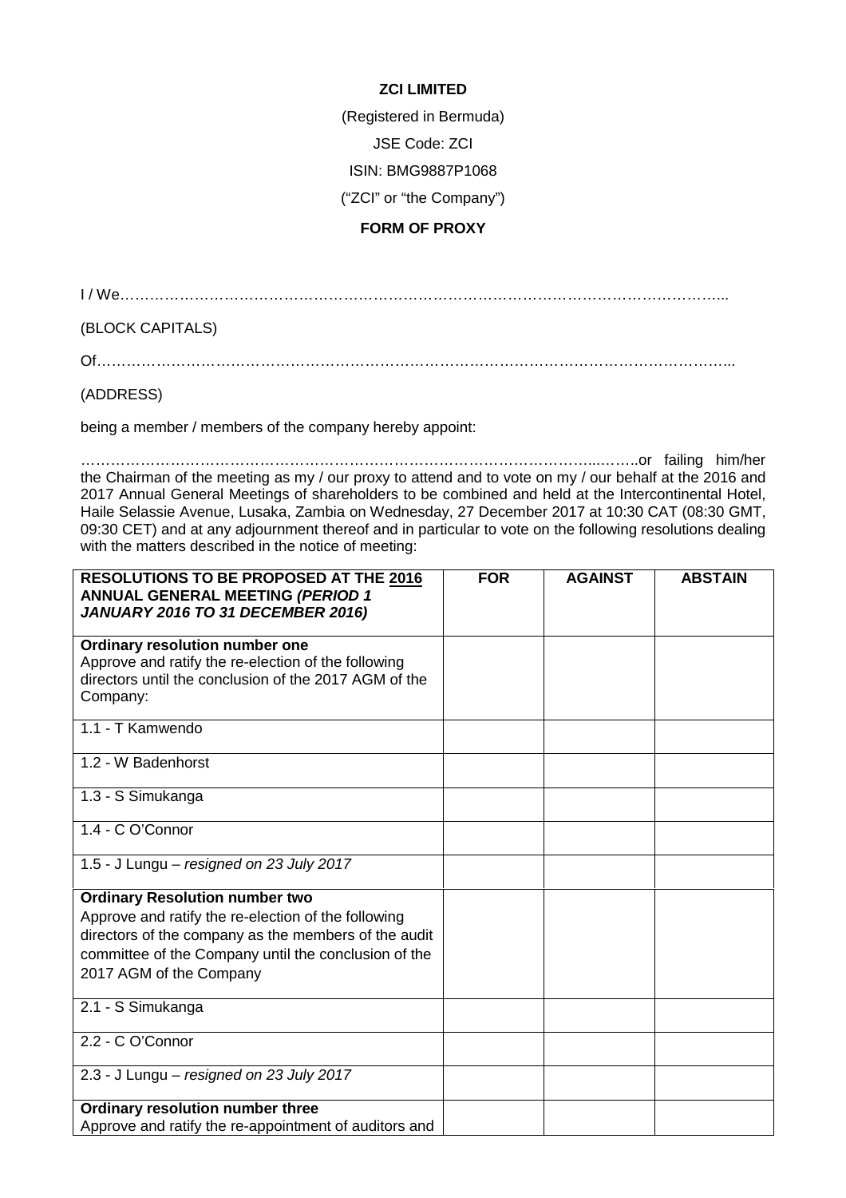**ZCI LIMITED**

(Registered in Bermuda)

JSE Code: ZCI

ISIN: BMG9887P1068

("ZCI" or "the Company")

**FORM OF PROXY**

I / We……………………………………………………………………………………………………………..

(BLOCK CAPITALS)

Of……………………………………………………………………………………………………………………...

(ADDRESS)

being a member / members of the company hereby appoint:

……………………………………………………………………………………………...……..or failing him/her the Chairman of the meeting as my / our proxy to attend and to vote on my / our behalf at the 2016 and 2017 Annual General Meetings of shareholders to be combined and held at the Intercontinental Hotel, Haile Selassie Avenue, Lusaka, Zambia on Wednesday, 27 December 2017 at 10:30 CAT (08:30 GMT, 09:30 CET) and at any adjournment thereof and in particular to vote on the following resolutions dealing with the matters described in the notice of meeting:

| **RESOLUTIONS TO BE PROPOSED AT THE 2016 ANNUAL GENERAL MEETING *(PERIOD 1 JANUARY 2016 TO 31 DECEMBER 2016)*** | **FOR** | **AGAINST** | **ABSTAIN** |
|---|---|---|---|
| **Ordinary resolution number one** Approve and ratify the re-election of the following directors until the conclusion of the 2017 AGM of the Company: | | | |
| 1.1 - T Kamwendo | | | |
| 1.2 - W Badenhorst | | | |
| 1.3 - S Simukanga | | | |
| 1.4 - C O'Connor | | | |
| 1.5 - J Lungu – *resigned on 23 July 2017* | | | |
| **Ordinary Resolution number two** Approve and ratify the re-election of the following directors of the company as the members of the audit committee of the Company until the conclusion of the 2017 AGM of the Company | | | |
| 2.1 - S Simukanga | | | |
| 2.2 - C O'Connor | | | |
| 2.3 - J Lungu – *resigned on 23 July 2017* | | | |
| **Ordinary resolution number three** Approve and ratify the re-appointment of auditors and | | | |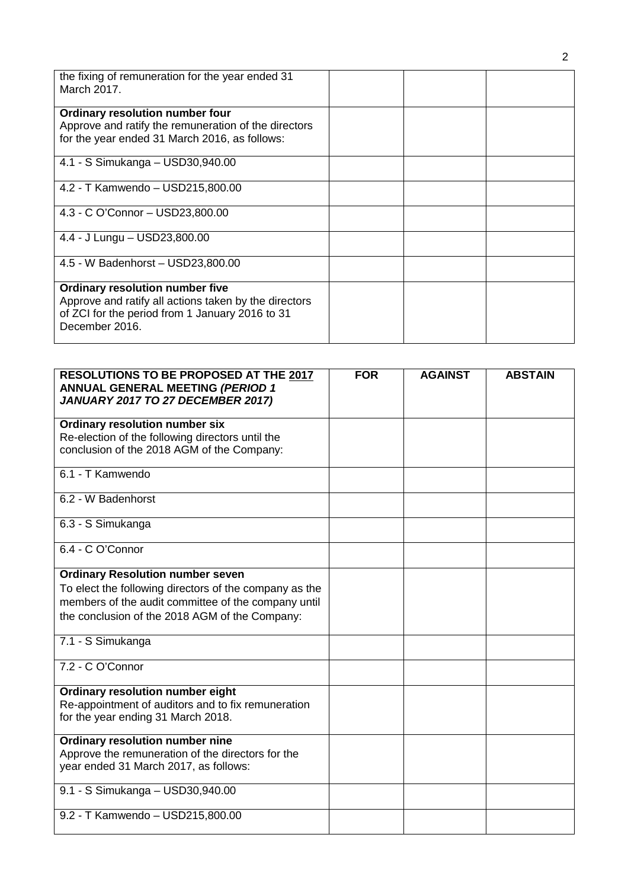| | | | |
|---|---|---|---|
| the fixing of remuneration for the year ended 31 March 2017. | | | |
| **Ordinary resolution number four**<br>Approve and ratify the remuneration of the directors for the year ended 31 March 2016, as follows: | | | |
| 4.1 - S Simukanga – USD30,940.00 | | | |
| 4.2 - T Kamwendo – USD215,800.00 | | | |
| 4.3 - C O'Connor – USD23,800.00 | | | |
| 4.4 - J Lungu – USD23,800.00 | | | |
| 4.5 - W Badenhorst – USD23,800.00 | | | |
| **Ordinary resolution number five**<br>Approve and ratify all actions taken by the directors of ZCI for the period from 1 January 2016 to 31 December 2016. | | | |

| **RESOLUTIONS TO BE PROPOSED AT THE <u>2017</u> ANNUAL GENERAL MEETING *(PERIOD 1 JANUARY 2017 TO 27 DECEMBER 2017)*** | **FOR** | **AGAINST** | **ABSTAIN** |
|---|---|---|---|
| **Ordinary resolution number six**<br>Re-election of the following directors until the conclusion of the 2018 AGM of the Company: | | | |
| 6.1 - T Kamwendo | | | |
| 6.2 - W Badenhorst | | | |
| 6.3 - S Simukanga | | | |
| 6.4 - C O'Connor | | | |
| **Ordinary Resolution number seven**<br>To elect the following directors of the company as the members of the audit committee of the company until the conclusion of the 2018 AGM of the Company: | | | |
| 7.1 - S Simukanga | | | |
| 7.2 - C O'Connor | | | |
| **Ordinary resolution number eight**<br>Re-appointment of auditors and to fix remuneration for the year ending 31 March 2018. | | | |
| **Ordinary resolution number nine**<br>Approve the remuneration of the directors for the year ended 31 March 2017, as follows: | | | |
| 9.1 - S Simukanga – USD30,940.00 | | | |
| 9.2 - T Kamwendo – USD215,800.00 | | | |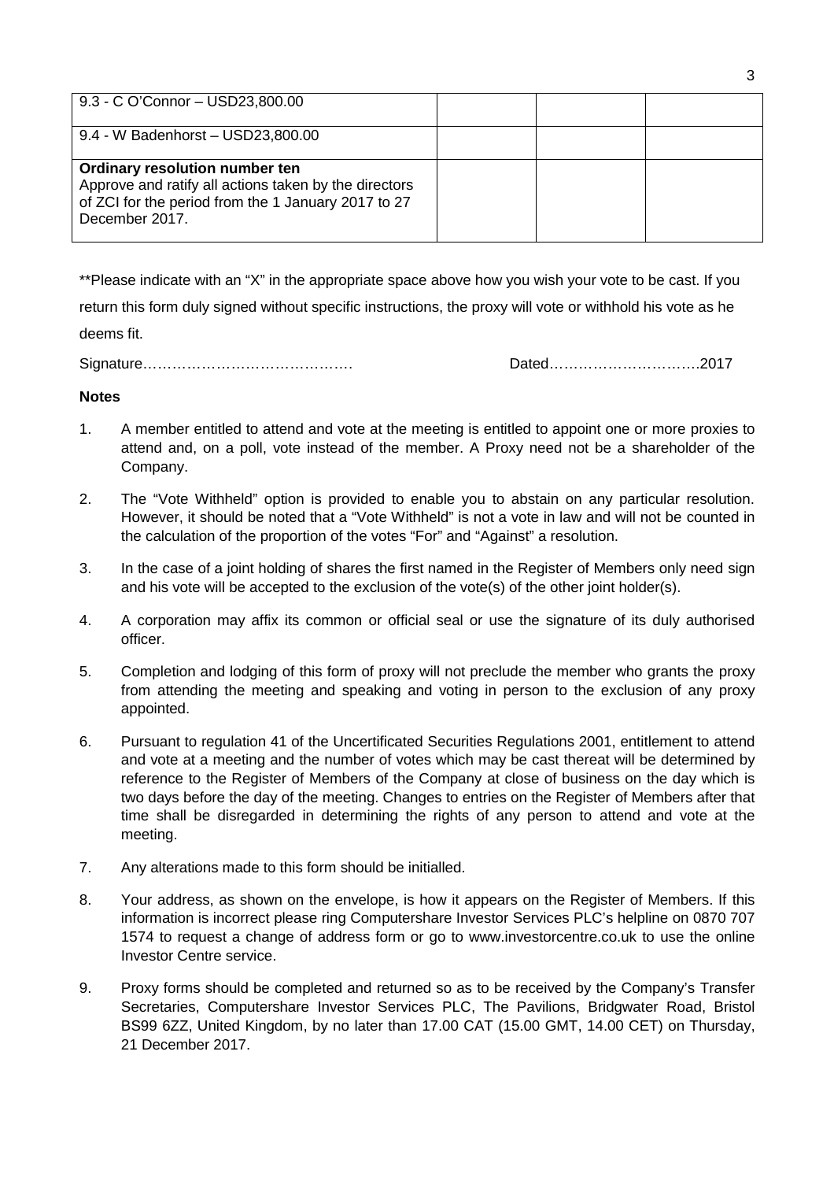| | | | |
|---|---|---|---|
| 9.3 - C O'Connor – USD23,800.00 | | | |
| 9.4 - W Badenhorst – USD23,800.00 | | | |
| **Ordinary resolution number ten**<br>Approve and ratify all actions taken by the directors of ZCI for the period from the 1 January 2017 to 27 December 2017. | | | |

**Please indicate with an "X" in the appropriate space above how you wish your vote to be cast. If you return this form duly signed without specific instructions, the proxy will vote or withhold his vote as he deems fit.

Signature……………………………………. Dated………………………….2017

**Notes**

1. A member entitled to attend and vote at the meeting is entitled to appoint one or more proxies to attend and, on a poll, vote instead of the member. A Proxy need not be a shareholder of the Company.
2. The "Vote Withheld" option is provided to enable you to abstain on any particular resolution. However, it should be noted that a "Vote Withheld" is not a vote in law and will not be counted in the calculation of the proportion of the votes "For" and "Against" a resolution.
3. In the case of a joint holding of shares the first named in the Register of Members only need sign and his vote will be accepted to the exclusion of the vote(s) of the other joint holder(s).
4. A corporation may affix its common or official seal or use the signature of its duly authorised officer.
5. Completion and lodging of this form of proxy will not preclude the member who grants the proxy from attending the meeting and speaking and voting in person to the exclusion of any proxy appointed.
6. Pursuant to regulation 41 of the Uncertificated Securities Regulations 2001, entitlement to attend and vote at a meeting and the number of votes which may be cast thereat will be determined by reference to the Register of Members of the Company at close of business on the day which is two days before the day of the meeting. Changes to entries on the Register of Members after that time shall be disregarded in determining the rights of any person to attend and vote at the meeting.
7. Any alterations made to this form should be initialled.
8. Your address, as shown on the envelope, is how it appears on the Register of Members. If this information is incorrect please ring Computershare Investor Services PLC's helpline on 0870 707 1574 to request a change of address form or go to www.investorcentre.co.uk to use the online Investor Centre service.
9. Proxy forms should be completed and returned so as to be received by the Company's Transfer Secretaries, Computershare Investor Services PLC, The Pavilions, Bridgwater Road, Bristol BS99 6ZZ, United Kingdom, by no later than 17.00 CAT (15.00 GMT, 14.00 CET) on Thursday, 21 December 2017.